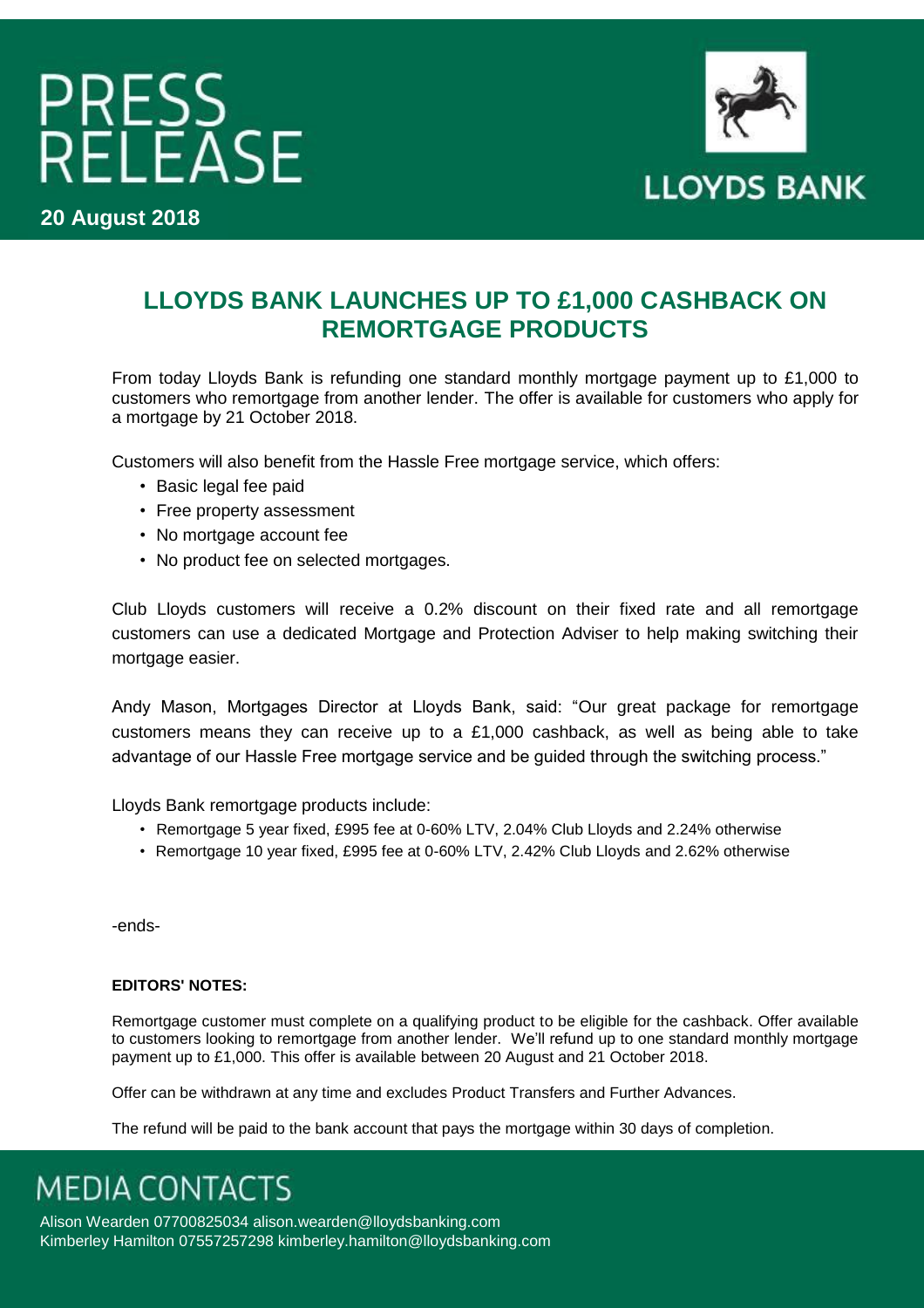# PRESS RELEASE

**20 August 2018**

LLOYDS BANK

## LLOYDS BANK LAUNCHES UP TO £1,000 CASHBACK ON REMORTGAGE PRODUCTS

From today Lloyds Bank is refunding one standard monthly mortgage payment up to £1,000 to customers who remortgage from another lender. The offer is available for customers who apply for a mortgage by 21 October 2018.

Customers will also benefit from the Hassle Free mortgage service, which offers:

- Basic legal fee paid
- Free property assessment
- No mortgage account fee
- No product fee on selected mortgages.

Club Lloyds customers will receive a 0.2% discount on their fixed rate and all remortgage customers can use a dedicated Mortgage and Protection Adviser to help making switching their mortgage easier.

Andy Mason, Mortgages Director at Lloyds Bank, said: "Our great package for remortgage customers means they can receive up to a £1,000 cashback, as well as being able to take advantage of our Hassle Free mortgage service and be guided through the switching process."

Lloyds Bank remortgage products include:

- Remortgage 5 year fixed, £995 fee at 0-60% LTV, 2.04% Club Lloyds and 2.24% otherwise
- Remortgage 10 year fixed, £995 fee at 0-60% LTV, 2.42% Club Lloyds and 2.62% otherwise

-ends-

**EDITORS' NOTES:**

Remortgage customer must complete on a qualifying product to be eligible for the cashback. Offer available to customers looking to remortgage from another lender. We'll refund up to one standard monthly mortgage payment up to £1,000. This offer is available between 20 August and 21 October 2018.

Offer can be withdrawn at any time and excludes Product Transfers and Further Advances.

The refund will be paid to the bank account that pays the mortgage within 30 days of completion.

## MEDIA CONTACTS

Alison Wearden 07700825034 alison.wearden@lloydsbanking.com
Kimberley Hamilton 07557257298 kimberley.hamilton@lloydsbanking.com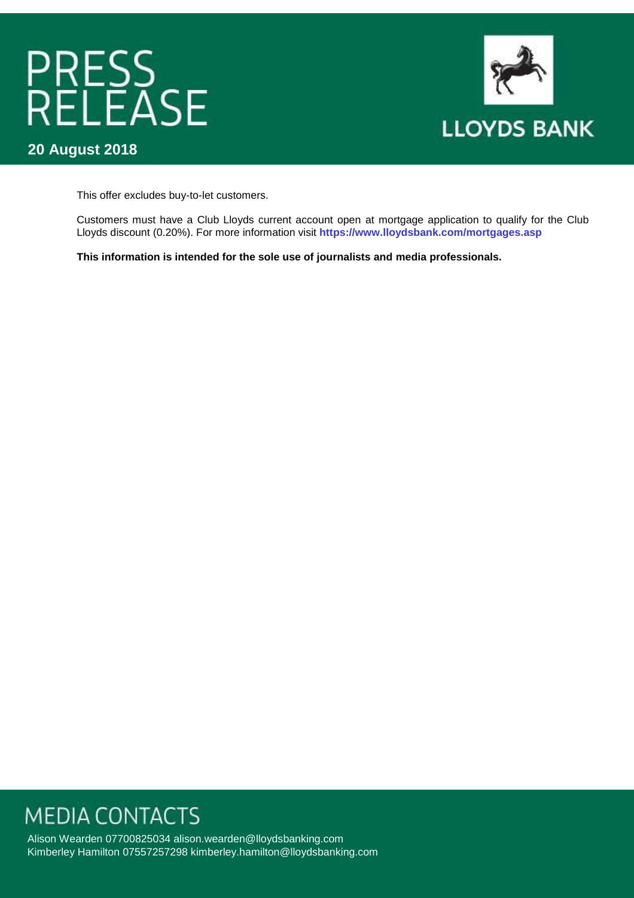This offer excludes buy-to-let customers.

Customers must have a Club Lloyds current account open at mortgage application to qualify for the Club Lloyds discount (0.20%). For more information visit **https://www.lloydsbank.com/mortgages.asp**

**This information is intended for the sole use of journalists and media professionals.**

## MEDIA CONTACTS

Alison Wearden 07700825034 alison.wearden@lloydsbanking.com
Kimberley Hamilton 07557257298 kimberley.hamilton@lloydsbanking.com